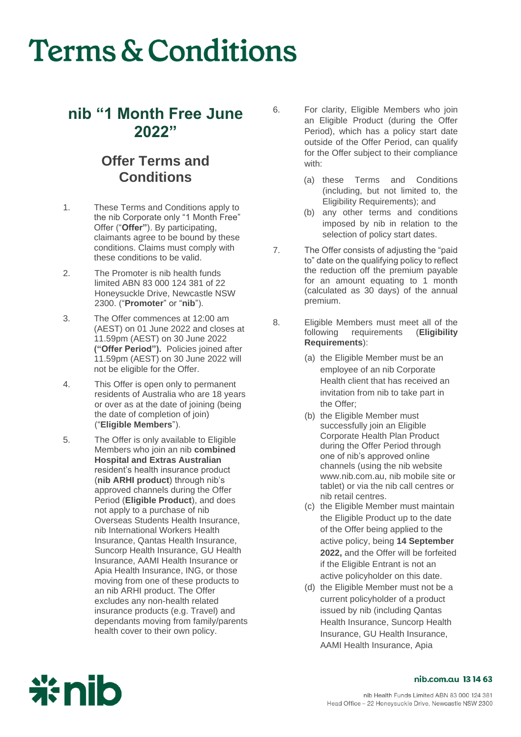# Terms & Conditions

## nib "1 Month Free June 2022"

### Offer Terms and Conditions

1. These Terms and Conditions apply to the nib Corporate only "1 Month Free" Offer ("**Offer**"). By participating, claimants agree to be bound by these conditions. Claims must comply with these conditions to be valid.

2. The Promoter is nib health funds limited ABN 83 000 124 381 of 22 Honeysuckle Drive, Newcastle NSW 2300. ("**Promoter**" or "**nib**").

3. The Offer commences at 12:00 am (AEST) on 01 June 2022 and closes at 11.59pm (AEST) on 30 June 2022 **("Offer Period").** Policies joined after 11.59pm (AEST) on 30 June 2022 will not be eligible for the Offer.

4. This Offer is open only to permanent residents of Australia who are 18 years or over as at the date of joining (being the date of completion of join) ("**Eligible Members**").

5. The Offer is only available to Eligible Members who join an nib **combined Hospital and Extras Australian** resident's health insurance product (**nib ARHI product**) through nib's approved channels during the Offer Period (**Eligible Product**), and does not apply to a purchase of nib Overseas Students Health Insurance, nib International Workers Health Insurance, Qantas Health Insurance, Suncorp Health Insurance, GU Health Insurance, AAMI Health Insurance or Apia Health Insurance, ING, or those moving from one of these products to an nib ARHI product. The Offer excludes any non-health related insurance products (e.g. Travel) and dependants moving from family/parents health cover to their own policy.

6. For clarity, Eligible Members who join an Eligible Product (during the Offer Period), which has a policy start date outside of the Offer Period, can qualify for the Offer subject to their compliance with:

   (a) these Terms and Conditions (including, but not limited to, the Eligibility Requirements); and

   (b) any other terms and conditions imposed by nib in relation to the selection of policy start dates.

7. The Offer consists of adjusting the "paid to" date on the qualifying policy to reflect the reduction off the premium payable for an amount equating to 1 month (calculated as 30 days) of the annual premium.

8. Eligible Members must meet all of the following requirements (**Eligibility Requirements**):

   (a) the Eligible Member must be an employee of an nib Corporate Health client that has received an invitation from nib to take part in the Offer;

   (b) the Eligible Member must successfully join an Eligible Corporate Health Plan Product during the Offer Period through one of nib's approved online channels (using the nib website www.nib.com.au, nib mobile site or tablet) or via the nib call centres or nib retail centres.

   (c) the Eligible Member must maintain the Eligible Product up to the date of the Offer being applied to the active policy, being **14 September 2022,** and the Offer will be forfeited if the Eligible Entrant is not an active policyholder on this date.

   (d) the Eligible Member must not be a current policyholder of a product issued by nib (including Qantas Health Insurance, Suncorp Health Insurance, GU Health Insurance, AAMI Health Insurance, Apia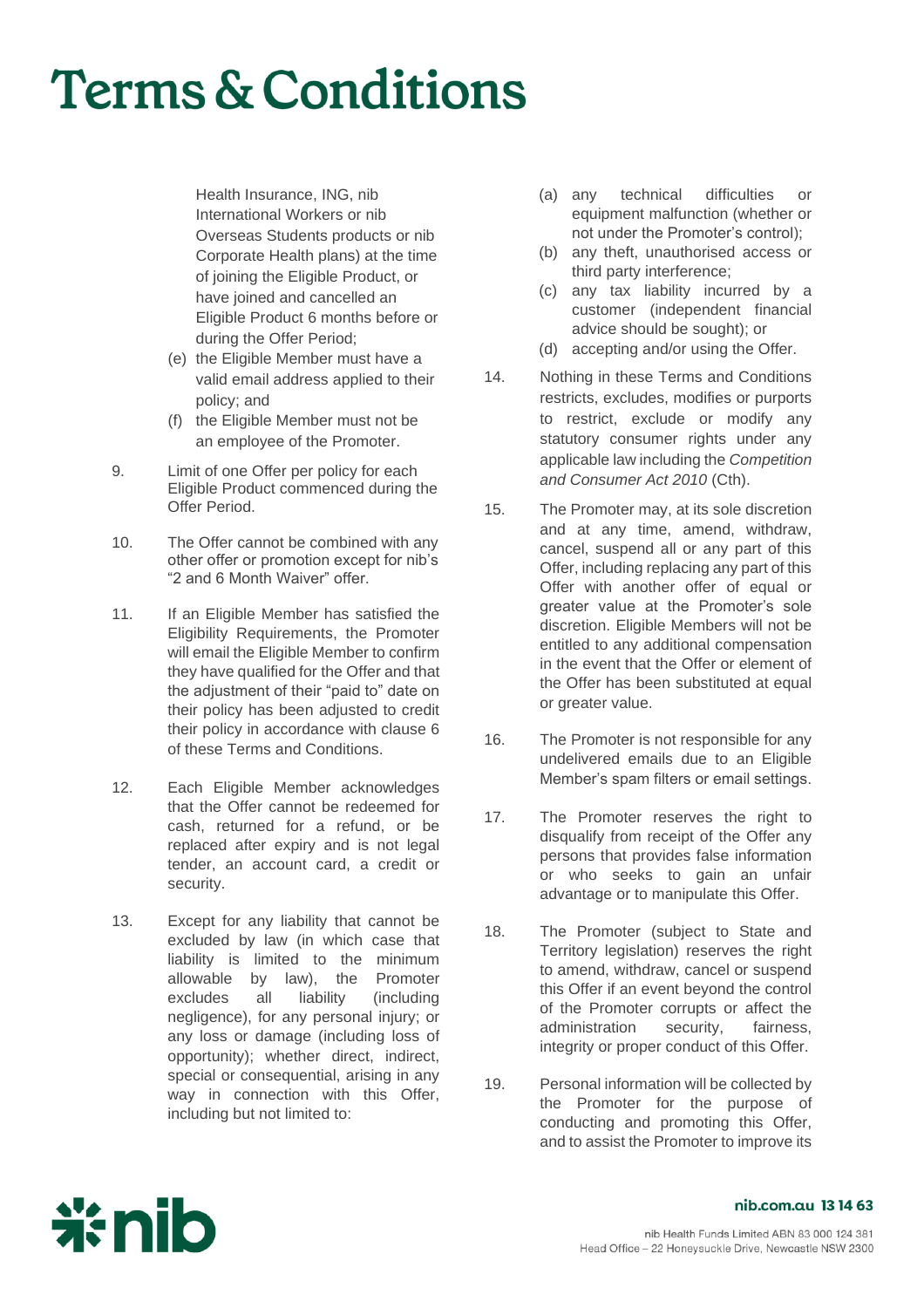# Terms & Conditions

Health Insurance, ING, nib International Workers or nib Overseas Students products or nib Corporate Health plans) at the time of joining the Eligible Product, or have joined and cancelled an Eligible Product 6 months before or during the Offer Period;

(e) the Eligible Member must have a valid email address applied to their policy; and

(f) the Eligible Member must not be an employee of the Promoter.

9. Limit of one Offer per policy for each Eligible Product commenced during the Offer Period.

10. The Offer cannot be combined with any other offer or promotion except for nib's "2 and 6 Month Waiver" offer.

11. If an Eligible Member has satisfied the Eligibility Requirements, the Promoter will email the Eligible Member to confirm they have qualified for the Offer and that the adjustment of their "paid to" date on their policy has been adjusted to credit their policy in accordance with clause 6 of these Terms and Conditions.

12. Each Eligible Member acknowledges that the Offer cannot be redeemed for cash, returned for a refund, or be replaced after expiry and is not legal tender, an account card, a credit or security.

13. Except for any liability that cannot be excluded by law (in which case that liability is limited to the minimum allowable by law), the Promoter excludes all liability (including negligence), for any personal injury; or any loss or damage (including loss of opportunity); whether direct, indirect, special or consequential, arising in any way in connection with this Offer, including but not limited to:

(a) any technical difficulties or equipment malfunction (whether or not under the Promoter's control);

(b) any theft, unauthorised access or third party interference;

(c) any tax liability incurred by a customer (independent financial advice should be sought); or

(d) accepting and/or using the Offer.

14. Nothing in these Terms and Conditions restricts, excludes, modifies or purports to restrict, exclude or modify any statutory consumer rights under any applicable law including the *Competition and Consumer Act 2010* (Cth).

15. The Promoter may, at its sole discretion and at any time, amend, withdraw, cancel, suspend all or any part of this Offer, including replacing any part of this Offer with another offer of equal or greater value at the Promoter's sole discretion. Eligible Members will not be entitled to any additional compensation in the event that the Offer or element of the Offer has been substituted at equal or greater value.

16. The Promoter is not responsible for any undelivered emails due to an Eligible Member's spam filters or email settings.

17. The Promoter reserves the right to disqualify from receipt of the Offer any persons that provides false information or who seeks to gain an unfair advantage or to manipulate this Offer.

18. The Promoter (subject to State and Territory legislation) reserves the right to amend, withdraw, cancel or suspend this Offer if an event beyond the control of the Promoter corrupts or affect the administration security, fairness, integrity or proper conduct of this Offer.

19. Personal information will be collected by the Promoter for the purpose of conducting and promoting this Offer, and to assist the Promoter to improve its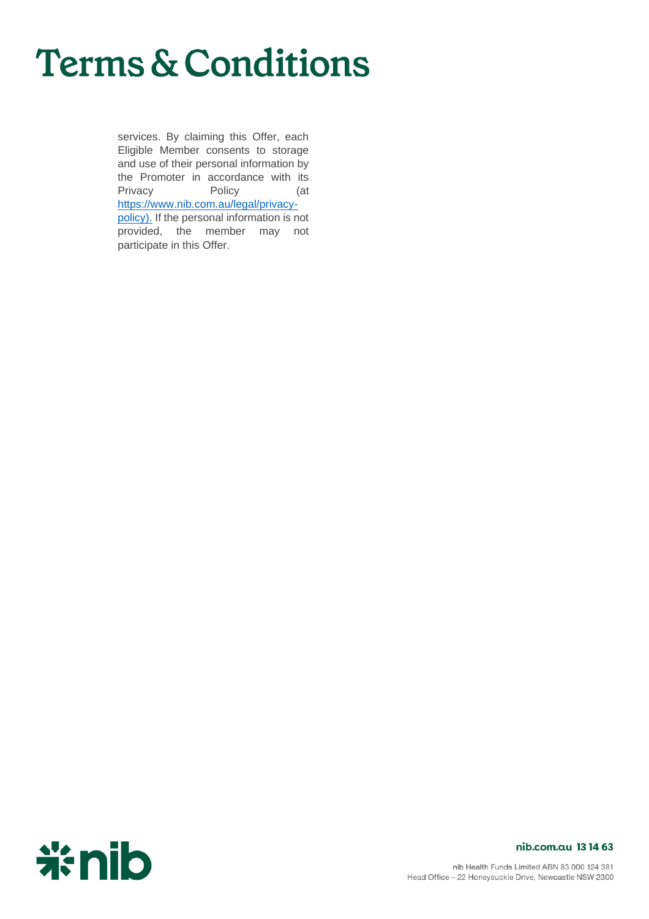# Terms & Conditions

services. By claiming this Offer, each Eligible Member consents to storage and use of their personal information by the Promoter in accordance with its Privacy Policy (at https://www.nib.com.au/legal/privacy-policy). If the personal information is not provided, the member may not participate in this Offer.

nib.com.au 13 14 63

nib Health Funds Limited ABN 83 000 124 381
Head Office – 22 Honeysuckle Drive, Newcastle NSW 2300